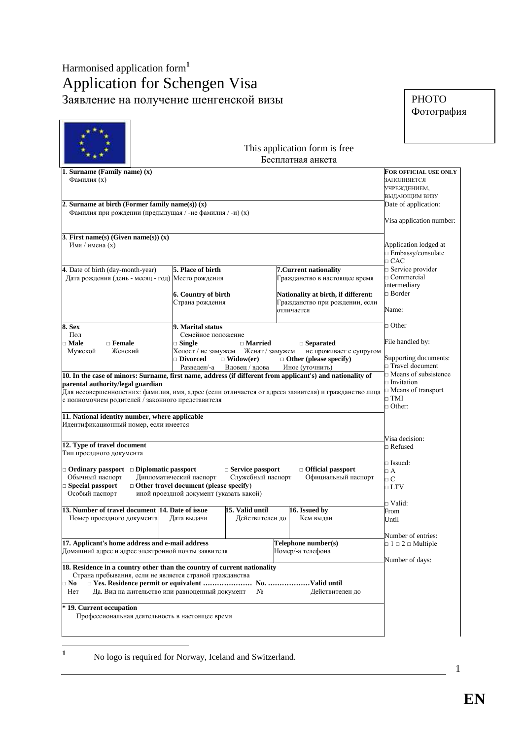Harmonised application form[1]

# Application for Schengen Visa

## Заявление на получение шенгенской визы

PHOTO
Фотография

This application form is free
Бесплатная анкета

| | | | | **FOR OFFICIAL USE ONLY** ЗАПОЛНЯЕТСЯ УЧРЕЖДЕНИЕМ, ВЫДАЮЩИМ ВИЗУ |
|---|---|---|---|---|
| **1. Surname (Family name) (x)** Фамилия (x) | | | | |
| **2. Surname at birth (Former family name(s)) (x)** Фамилия при рождении (предыдущая / -ие фамилия / -и) (x) | | | | Date of application: Visa application number: |
| **3. First name(s) (Given name(s)) (x)** Имя / имена (x) | | | | Application lodged at □ Embassy/consulate □ CAC □ Service provider □ Commercial intermediary □ Border Name: □ Other |
| **4.** Date of birth (day-month-year) Дата рождения (день - месяц - год) | **5. Place of birth** Место рождения **6. Country of birth** Страна рождения | **7. Current nationality** Гражданство в настоящее время **Nationality at birth, if different:** Гражданство при рождении, если отличается | | |
| **8. Sex** Пол □ **Male** Мужской □ **Female** Женский | **9. Marital status** Семейное положение □ **Single** Холост / не замужем □ **Married** Женат / замужем □ **Separated** не проживает с супругом □ **Divorced** Разведен/-а □ **Widow(er)** Вдовец / вдова □ **Other (please specify)** Иное (уточнить) | | | File handled by: |
| **10. In the case of minors: Surname, first name, address (if different from applicant's) and nationality of parental authority/legal guardian** Для несовершеннолетних: фамилия, имя, адрес (если отличается от адреса заявителя) и гражданство лица с полномочием родителей / законного представителя | | | | Supporting documents: □ Travel document □ Means of subsistence □ Invitation □ Means of transport □ TMI □ Other: |
| **11. National identity number, where applicable** Идентификационный номер, если имеется | | | | |
| **12. Type of travel document** Тип проездного документа □ **Ordinary passport** Обычный паспорт □ **Diplomatic passport** Дипломатический паспорт □ **Service passport** Служебный паспорт □ **Official passport** Официальный паспорт □ **Special passport** Особый паспорт □ **Other travel document (please specify)** иной проездной документ (указать какой) | | | | Visa decision: □ Refused □ Issued: □ A □ C □ LTV |
| **13. Number of travel document** Номер проездного документа | **14. Date of issue** Дата выдачи | **15. Valid until** Действителен до | **16. Issued by** Кем выдан | □ Valid: From Until |
| **17. Applicant's home address and e-mail address** Домашний адрес и адрес электронной почты заявителя | | | **Telephone number(s)** Номер/-а телефона | Number of entries: □ 1 □ 2 □ Multiple Number of days: |
| **18. Residence in a country other than the country of current nationality** Страна пребывания, если не является страной гражданства □ **No** Нет □ **Yes. Residence permit or equivalent ………………… No. ………………Valid until** Да. Вид на жительство или равноценный документ № Действителен до | | | | |
| *** 19. Current occupation** Профессиональная деятельность в настоящее время | | | | |

[1] No logo is required for Norway, Iceland and Switzerland.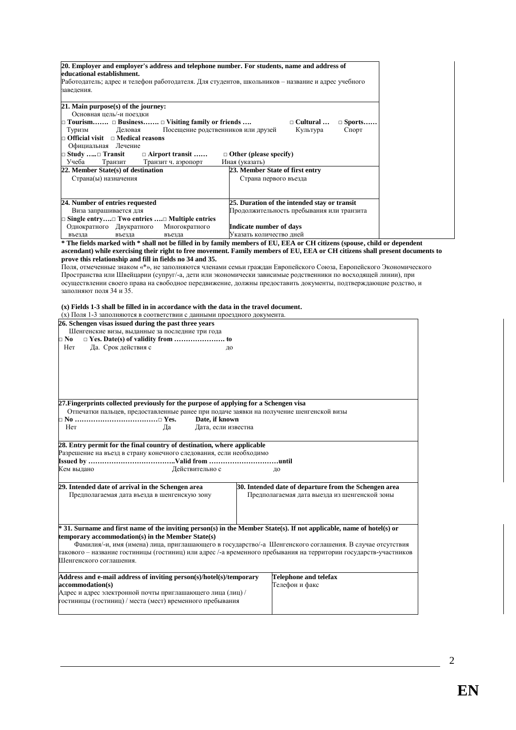| **20. Employer and employer's address and telephone number. For students, name and address of educational establishment.**<br>Работодатель; адрес и телефон работодателя. Для студентов, школьников – название и адрес учебного заведения. | |
|---|---|
| **21. Main purpose(s) of the journey:**<br>Основная цель/-и поездки<br>□ **Tourism…….** Туризм □ **Business…….** Деловая □ **Visiting family or friends ….** Посещение родственников или друзей □ **Cultural …** Культура □ **Sports……** Спорт<br>□ **Official visit** Официальная □ **Medical reasons** Лечение<br>□ **Study …..** Учеба □ **Transit** Транзит □ **Airport transit ……** Транзит ч. аэропорт □ **Other (please specify)** Иная (указать) | |
| **22. Member State(s) of destination**<br>Страна(ы) назначения | **23. Member State of first entry**<br>Страна первого въезда |
| **24. Number of entries requested**<br>Виза запрашивается для<br>□ **Single entry….** Однократного въезда □ **Two entries ….** Двукратного въезда □ **Multiple entries** Многократного въезда | **25. Duration of the intended stay or transit**<br>Продолжительность пребывания или транзита<br>**Indicate number of days**<br>Указать количество дней |

**\* The fields marked with \* shall not be filled in by family members of EU, EEA or CH citizens (spouse, child or dependent ascendant) while exercising their right to free movement. Family members of EU, EEA or CH citizens shall present documents to prove this relationship and fill in fields no 34 and 35.**

Поля, отмеченные знаком «\*», не заполняются членами семьи граждан Европейского Союза, Европейского Экономического Пространства или Швейцарии (супруг/-а, дети или экономически зависимые родственники по восходящей линии), при осуществлении своего права на свободное передвижение, должны предоставить документы, подтверждающие родство, и заполняют поля 34 и 35.

**(x) Fields 1-3 shall be filled in in accordance with the data in the travel document.**

(x) Поля 1-3 заполняются в соответствии с данными проездного документа.

| **26. Schengen visas issued during the past three years**<br>Шенгенские визы, выданные за последние три года<br>□ **No** Нет □ **Yes. Date(s) of validity from ………………….** Да. Срок действия с **to** до | |
|---|---|
| **27.Fingerprints collected previously for the purpose of applying for a Schengen visa**<br>Отпечатки пальцев, предоставленные ранее при подаче заявки на получение шенгенской визы<br>□ **No ………………………………** Нет □ **Yes.** Да **Date, if known** Дата, если известна | |
| **28. Entry permit for the final country of destination, where applicable**<br>Разрешение на въезд в страну конечного следования, если необходимо<br>**Issued by ………………………………..** Кем выдано **Valid from …………………………** Действительно с **until** до | |
| **29. Intended date of arrival in the Schengen area**<br>Предполагаемая дата въезда в шенгенскую зону | **30. Intended date of departure from the Schengen area**<br>Предполагаемая дата выезда из шенгенской зоны |
| **\* 31. Surname and first name of the inviting person(s) in the Member State(s). If not applicable, name of hotel(s) or temporary accommodation(s) in the Member State(s)**<br>Фамилия/-и, имя (имена) лица, приглашающего в государство/-а Шенгенского соглашения. В случае отсутствия такового – название гостиницы (гостиниц) или адрес /-а временного пребывания на территории государств-участников Шенгенского соглашения. | |
| **Address and e-mail address of inviting person(s)/hotel(s)/temporary accommodation(s)**<br>Адрес и адрес электронной почты приглашающего лица (лиц) / гостиницы (гостиниц) / места (мест) временного пребывания | **Telephone and telefax**<br>Телефон и факс |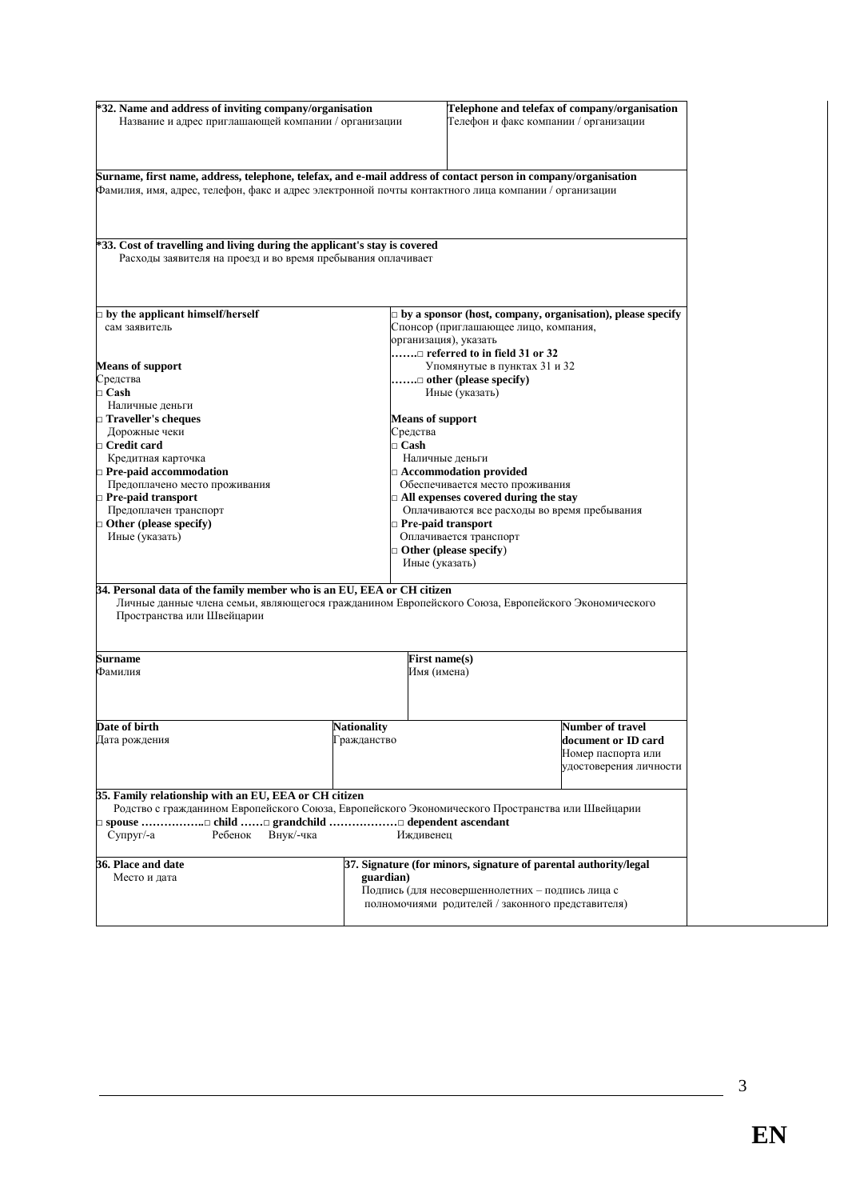| *32. Name and address of inviting company/organisation<br>Название и адрес приглашающей компании / организации | Telephone and telefax of company/organisation<br>Телефон и факс компании / организации |
|---|---|
| Surname, first name, address, telephone, telefax, and e-mail address of contact person in company/organisation<br>Фамилия, имя, адрес, телефон, факс и адрес электронной почты контактного лица компании / организации | |

| *33. Cost of travelling and living during the applicant's stay is covered<br>Расходы заявителя на проезд и во время пребывания оплачивает | |
|---|---|
| □ by the applicant himself/herself<br>сам заявитель<br><br>**Means of support**<br>Средства<br>□ **Cash**<br>Наличные деньги<br>□ **Traveller's cheques**<br>Дорожные чеки<br>□ **Credit card**<br>Кредитная карточка<br>□ **Pre-paid accommodation**<br>Предоплачено место проживания<br>□ **Pre-paid transport**<br>Предоплачен транспорт<br>□ **Other (please specify)**<br>Иные (указать) | □ **by a sponsor (host, company, organisation), please specify**<br>Спонсор (приглашающее лицо, компания, организация), указать<br>…….□ **referred to in field 31 or 32**<br>Упомянутые в пунктах 31 и 32<br>…….□ **other (please specify)**<br>Иные (указать)<br><br>**Means of support**<br>Средства<br>□ **Cash**<br>Наличные деньги<br>□ **Accommodation provided**<br>Обеспечивается место проживания<br>□ **All expenses covered during the stay**<br>Оплачиваются все расходы во время пребывания<br>□ **Pre-paid transport**<br>Оплачивается транспорт<br>□ **Other (please specify)**<br>Иные (указать) |

**34. Personal data of the family member who is an EU, EEA or CH citizen**
Личные данные члена семьи, являющегося гражданином Европейского Союза, Европейского Экономического Пространства или Швейцарии

| Surname<br>Фамилия | | First name(s)<br>Имя (имена) |
|---|---|---|
| **Date of birth**<br>Дата рождения | **Nationality**<br>Гражданство | **Number of travel document or ID card**<br>Номер паспорта или удостоверения личности |

**35. Family relationship with an EU, EEA or CH citizen**
Родство с гражданином Европейского Союза, Европейского Экономического Пространства или Швейцарии
□ **spouse** ……………..□ **child** ……□ **grandchild** ………………□ **dependent ascendant**
Супруг/-а Ребенок Внук/-чка Иждивенец

| 36. Place and date<br>Место и дата | 37. Signature (for minors, signature of parental authority/legal guardian)<br>Подпись (для несовершеннолетних – подпись лица с полномочиями родителей / законного представителя) |
|---|---|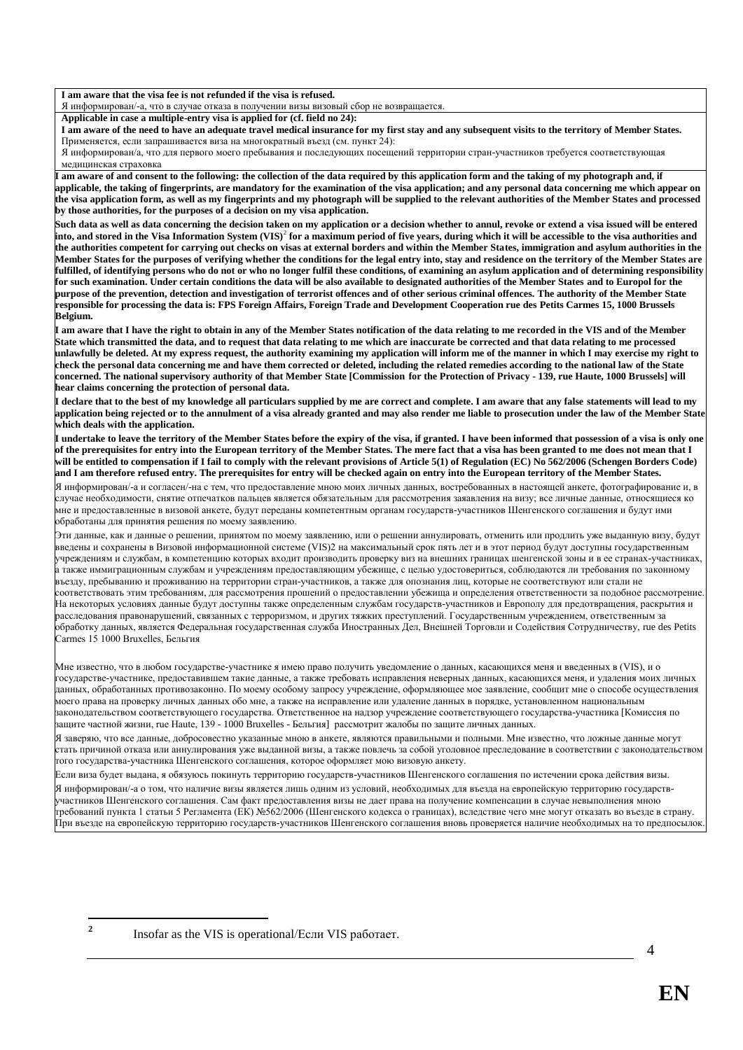**I am aware that the visa fee is not refunded if the visa is refused.**

Я информирован/-а, что в случае отказа в получении визы визовый сбор не возвращается.

**Applicable in case a multiple-entry visa is applied for (cf. field no 24):**

**I am aware of the need to have an adequate travel medical insurance for my first stay and any subsequent visits to the territory of Member States.**

Применяется, если запрашивается виза на многократный въезд (см. пункт 24):

Я информирован/а, что для первого моего пребывания и последующих посещений территории стран-участников требуется соответствующая медицинская страховка

**I am aware of and consent to the following: the collection of the data required by this application form and the taking of my photograph and, if applicable, the taking of fingerprints, are mandatory for the examination of the visa application; and any personal data concerning me which appear on the visa application form, as well as my fingerprints and my photograph will be supplied to the relevant authorities of the Member States and processed by those authorities, for the purposes of a decision on my visa application.**

**Such data as well as data concerning the decision taken on my application or a decision whether to annul, revoke or extend a visa issued will be entered into, and stored in the Visa Information System (VIS)[2] for a maximum period of five years, during which it will be accessible to the visa authorities and the authorities competent for carrying out checks on visas at external borders and within the Member States, immigration and asylum authorities in the Member States for the purposes of verifying whether the conditions for the legal entry into, stay and residence on the territory of the Member States are fulfilled, of identifying persons who do not or who no longer fulfil these conditions, of examining an asylum application and of determining responsibility for such examination. Under certain conditions the data will be also available to designated authorities of the Member States and to Europol for the purpose of the prevention, detection and investigation of terrorist offences and of other serious criminal offences. The authority of the Member State responsible for processing the data is: FPS Foreign Affairs, Foreign Trade and Development Cooperation rue des Petits Carmes 15, 1000 Brussels Belgium.**

**I am aware that I have the right to obtain in any of the Member States notification of the data relating to me recorded in the VIS and of the Member State which transmitted the data, and to request that data relating to me which are inaccurate be corrected and that data relating to me processed unlawfully be deleted. At my express request, the authority examining my application will inform me of the manner in which I may exercise my right to check the personal data concerning me and have them corrected or deleted, including the related remedies according to the national law of the State concerned. The national supervisory authority of that Member State [Commission for the Protection of Privacy - 139, rue Haute, 1000 Brussels] will hear claims concerning the protection of personal data.**

**I declare that to the best of my knowledge all particulars supplied by me are correct and complete. I am aware that any false statements will lead to my application being rejected or to the annulment of a visa already granted and may also render me liable to prosecution under the law of the Member State which deals with the application.**

**I undertake to leave the territory of the Member States before the expiry of the visa, if granted. I have been informed that possession of a visa is only one of the prerequisites for entry into the European territory of the Member States. The mere fact that a visa has been granted to me does not mean that I will be entitled to compensation if I fail to comply with the relevant provisions of Article 5(1) of Regulation (EC) No 562/2006 (Schengen Borders Code) and I am therefore refused entry. The prerequisites for entry will be checked again on entry into the European territory of the Member States.**

Я информирован/-а и согласен/-на с тем, что предоставление мною моих личных данных, востребованных в настоящей анкете, фотографирование и, в случае необходимости, снятие отпечатков пальцев является обязательным для рассмотрения заявления на визу; все личные данные, относящиеся ко мне и предоставленные в визовой анкете, будут переданы компетентным органам государств-участников Шенгенского соглашения и будут ими обработаны для принятия решения по моему заявлению.

Эти данные, как и данные о решении, принятом по моему заявлению, или о решении аннулировать, отменить или продлить уже выданную визу, будут введены и сохранены в Визовой информационной системе (VIS)2 на максимальный срок пять лет и в этот период будут доступны государственным учреждениям и службам, в компетенцию которых входит производить проверку виз на внешних границах шенгенской зоны и в ее странах-участниках, а также иммиграционным службам и учреждениям предоставляющим убежище, с целью удостовериться, соблюдаются ли требования по законному въезду, пребыванию и проживанию на территории стран-участников, а также для опознания лиц, которые не соответствуют или стали не соответствовать этим требованиям, для рассмотрения прошений о предоставлении убежища и определения ответственности за подобное рассмотрение. На некоторых условиях данные будут доступны также определенным службам государств-участников и Европолу для предотвращения, раскрытия и расследования правонарушений, связанных с терроризмом, и других тяжких преступлений. Государственным учреждением, ответственным за обработку данных, является Федеральная государственная служба Иностранных Дел, Внешней Торговли и Содействия Сотрудничеству, rue des Petits Carmes 15 1000 Bruxelles, Бельгия

Мне известно, что в любом государстве-участнике я имею право получить уведомление о данных, касающихся меня и введенных в (VIS), и о государстве-участнике, предоставившем такие данные, а также требовать исправления неверных данных, касающихся меня, и удаления моих личных данных, обработанных противозаконно. По моему особому запросу учреждение, оформляющее мое заявление, сообщит мне о способе осуществления моего права на проверку личных данных обо мне, а также на исправление или удаление данных в порядке, установленном национальным законодательством соответствующего государства. Ответственное на надзор учреждение соответствующего государства-участника [Комиссия по защите частной жизни, rue Haute, 139 - 1000 Bruxelles - Бельгия] рассмотрит жалобы по защите личных данных.

Я заверяю, что все данные, добросовестно указанные мною в анкете, являются правильными и полными. Мне известно, что ложные данные могут стать причиной отказа или аннулирования уже выданной визы, а также повлечь за собой уголовное преследование в соответствии с законодательством того государства-участника Шенгенского соглашения, которое оформляет мою визовую анкету.

Если виза будет выдана, я обязуюсь покинуть территорию государств-участников Шенгенского соглашения по истечении срока действия визы.

Я информирован/-а о том, что наличие визы является лишь одним из условий, необходимых для въезда на европейскую территорию государств-участников Шенгенского соглашения. Сам факт предоставления визы не дает права на получение компенсации в случае невыполнения мною требований пункта 1 статьи 5 Регламента (ЕК) №562/2006 (Шенгенского кодекса о границах), вследствие чего мне могут отказать во въезде в страну. При въезде на европейскую территорию государств-участников Шенгенского соглашения вновь проверяется наличие необходимых на то предпосылок.

---

[2] Insofar as the VIS is operational/Если VIS работает.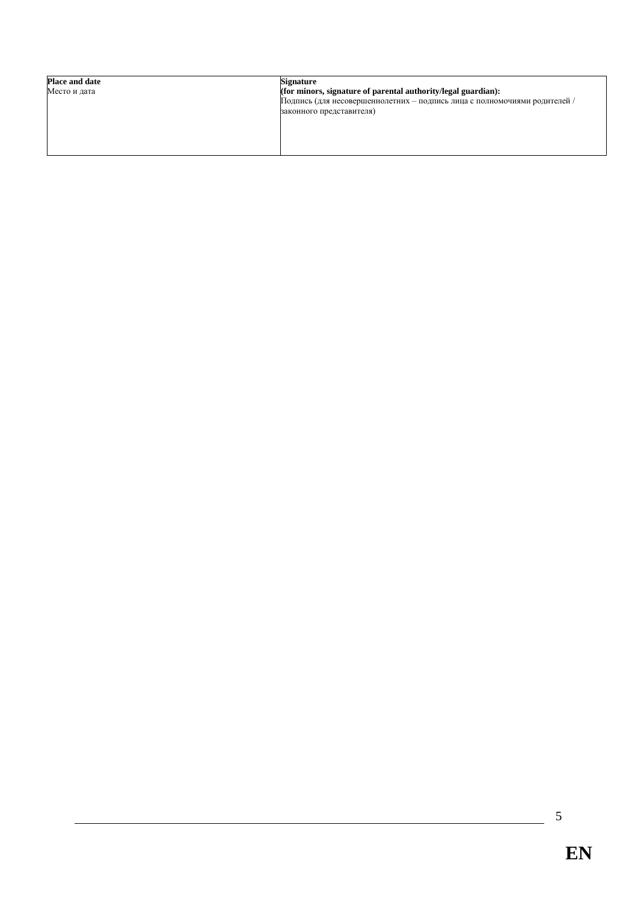| | |
|---|---|
| **Place and date**<br>Место и дата | **Signature**<br>**(for minors, signature of parental authority/legal guardian):**<br>Подпись (для несовершеннолетних – подпись лица с полномочиями родителей / законного представителя) |